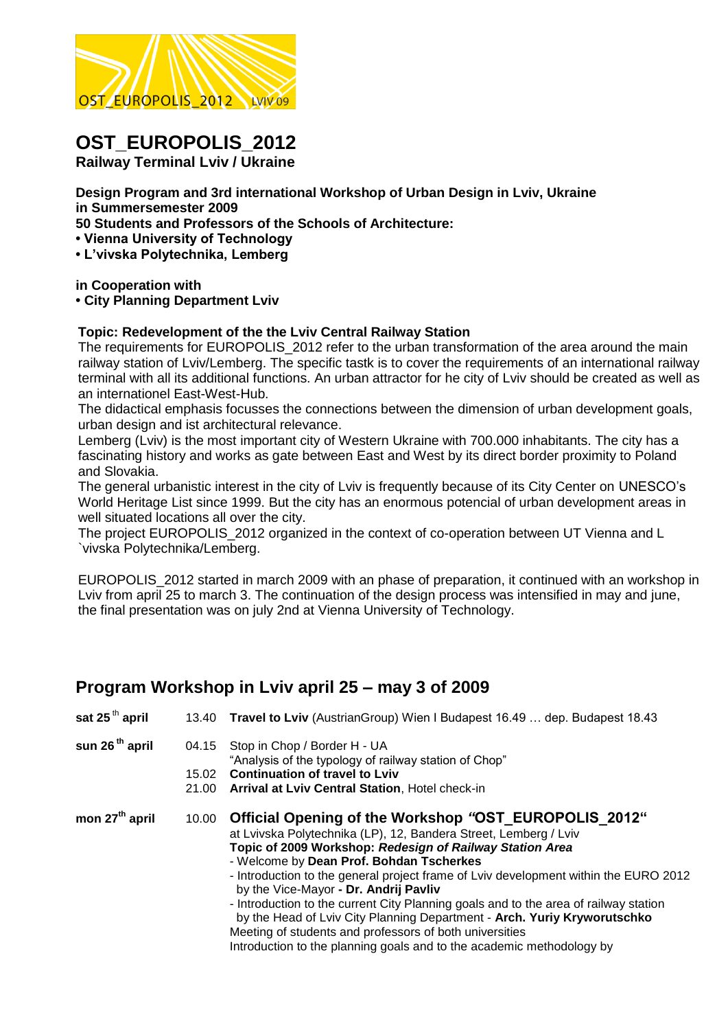OST_EUROPOLIS_2012 LVIV 09

# OST_EUROPOLIS_2012

**Railway Terminal Lviv / Ukraine**

**Design Program and 3rd international Workshop of Urban Design in Lviv, Ukraine in Summersemester 2009**

**50 Students and Professors of the Schools of Architecture:**

- **Vienna University of Technology**
- **L'vivska Polytechnika, Lemberg**

**in Cooperation with**

- **City Planning Department Lviv**

**Topic: Redevelopment of the the Lviv Central Railway Station**

The requirements for EUROPOLIS_2012 refer to the urban transformation of the area around the main railway station of Lviv/Lemberg. The specific tastk is to cover the requirements of an international railway terminal with all its additional functions. An urban attractor for he city of Lviv should be created as well as an internationel East-West-Hub.

The didactical emphasis focusses the connections between the dimension of urban development goals, urban design and ist architectural relevance.

Lemberg (Lviv) is the most important city of Western Ukraine with 700.000 inhabitants. The city has a fascinating history and works as gate between East and West by its direct border proximity to Poland and Slovakia.

The general urbanistic interest in the city of Lviv is frequently because of its City Center on UNESCO's World Heritage List since 1999. But the city has an enormous potencial of urban development areas in well situated locations all over the city.

The project EUROPOLIS_2012 organized in the context of co-operation between UT Vienna and L `vivska Polytechnika/Lemberg.

EUROPOLIS_2012 started in march 2009 with an phase of preparation, it continued with an workshop in Lviv from april 25 to march 3. The continuation of the design process was intensified in may and june, the final presentation was on july 2nd at Vienna University of Technology.

## Program Workshop in Lviv april 25 – may 3 of 2009

| | | |
|---|---|---|
| **sat 25th april** | 13.40 | **Travel to Lviv** (AustrianGroup) Wien I Budapest 16.49 … dep. Budapest 18.43 |
| **sun 26th april** | 04.15 | Stop in Chop / Border H - UA<br>"Analysis of the typology of railway station of Chop" |
| | 15.02 | **Continuation of travel to Lviv** |
| | 21.00 | **Arrival at Lviv Central Station**, Hotel check-in |
| **mon 27th april** | 10.00 | **Official Opening of the Workshop *"OST_EUROPOLIS_2012"***<br>at Lvivska Polytechnika (LP), 12, Bandera Street, Lemberg / Lviv<br>**Topic of 2009 Workshop: *Redesign of Railway Station Area***<br>- Welcome by **Dean Prof. Bohdan Tscherkes**<br>- Introduction to the general project frame of Lviv development within the EURO 2012 by the Vice-Mayor **- Dr. Andrij Pavliv**<br>- Introduction to the current City Planning goals and to the area of railway station by the Head of Lviv City Planning Department - **Arch. Yuriy Kryworutschko**<br>Meeting of students and professors of both universities<br>Introduction to the planning goals and to the academic methodology by |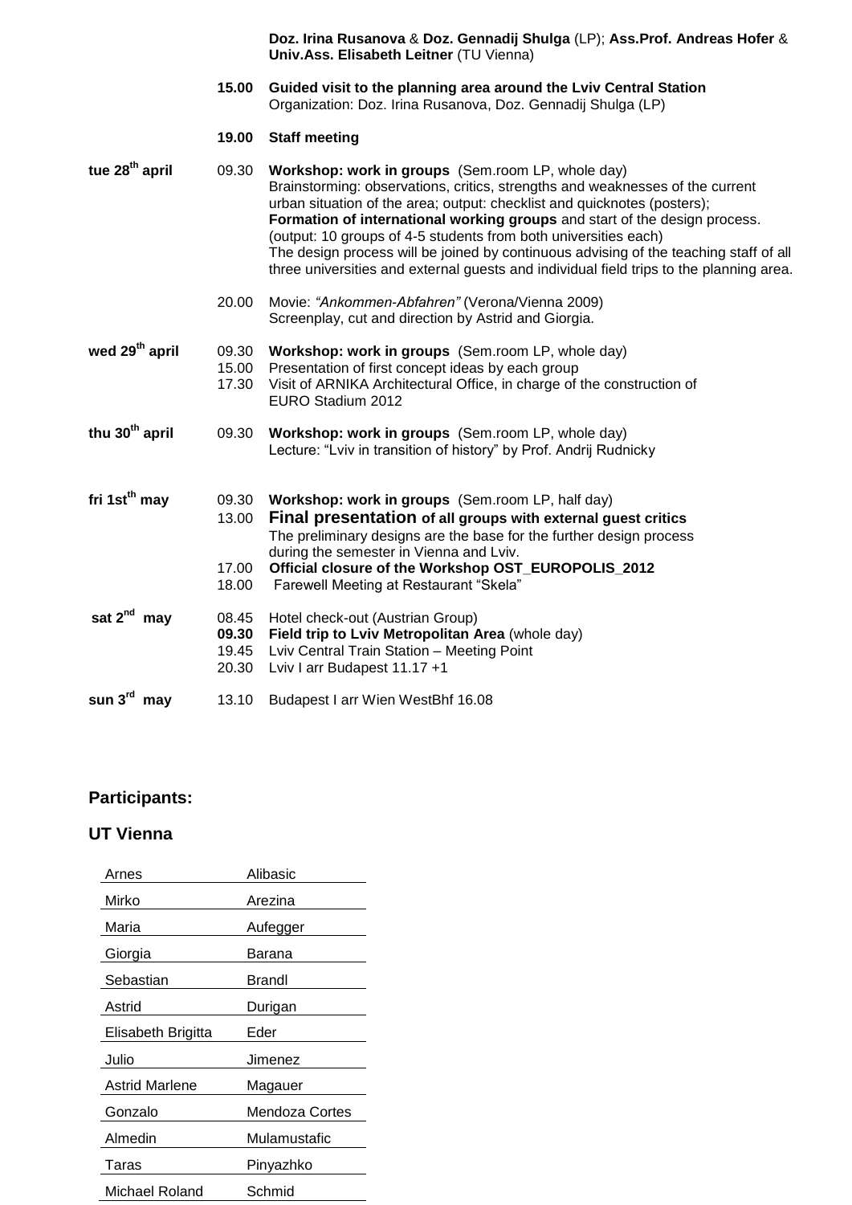**Doz. Irina Rusanova** & **Doz. Gennadij Shulga** (LP); **Ass.Prof. Andreas Hofer** & **Univ.Ass. Elisabeth Leitner** (TU Vienna)

| | | |
|---|---|---|
| | **15.00** | **Guided visit to the planning area around the Lviv Central Station**<br>Organization: Doz. Irina Rusanova, Doz. Gennadij Shulga (LP) |
| | **19.00** | **Staff meeting** |
| **tue 28th april** | 09.30 | **Workshop: work in groups** (Sem.room LP, whole day)<br>Brainstorming: observations, critics, strengths and weaknesses of the current urban situation of the area; output: checklist and quicknotes (posters);<br>**Formation of international working groups** and start of the design process. (output: 10 groups of 4-5 students from both universities each)<br>The design process will be joined by continuous advising of the teaching staff of all three universities and external guests and individual field trips to the planning area. |
| | 20.00 | Movie: *"Ankommen-Abfahren"* (Verona/Vienna 2009)<br>Screenplay, cut and direction by Astrid and Giorgia. |
| **wed 29th april** | 09.30 | **Workshop: work in groups** (Sem.room LP, whole day) |
| | 15.00 | Presentation of first concept ideas by each group |
| | 17.30 | Visit of ARNIKA Architectural Office, in charge of the construction of EURO Stadium 2012 |
| **thu 30th april** | 09.30 | **Workshop: work in groups** (Sem.room LP, whole day)<br>Lecture: "Lviv in transition of history" by Prof. Andrij Rudnicky |
| **fri 1st th may** | 09.30 | **Workshop: work in groups** (Sem.room LP, half day) |
| | 13.00 | **Final presentation of all groups with external guest critics**<br>The preliminary designs are the base for the further design process during the semester in Vienna and Lviv. |
| | 17.00 | **Official closure of the Workshop OST_EUROPOLIS_2012** |
| | 18.00 | Farewell Meeting at Restaurant "Skela" |
| **sat 2nd may** | 08.45 | Hotel check-out (Austrian Group) |
| | **09.30** | **Field trip to Lviv Metropolitan Area** (whole day) |
| | 19.45 | Lviv Central Train Station – Meeting Point |
| | 20.30 | Lviv I arr Budapest 11.17 +1 |
| **sun 3rd may** | 13.10 | Budapest I arr Wien WestBhf 16.08 |

## Participants:

## UT Vienna

| | |
|---|---|
| Arnes | Alibasic |
| Mirko | Arezina |
| Maria | Aufegger |
| Giorgia | Barana |
| Sebastian | Brandl |
| Astrid | Durigan |
| Elisabeth Brigitta | Eder |
| Julio | Jimenez |
| Astrid Marlene | Magauer |
| Gonzalo | Mendoza Cortes |
| Almedin | Mulamustafic |
| Taras | Pinyazhko |
| Michael Roland | Schmid |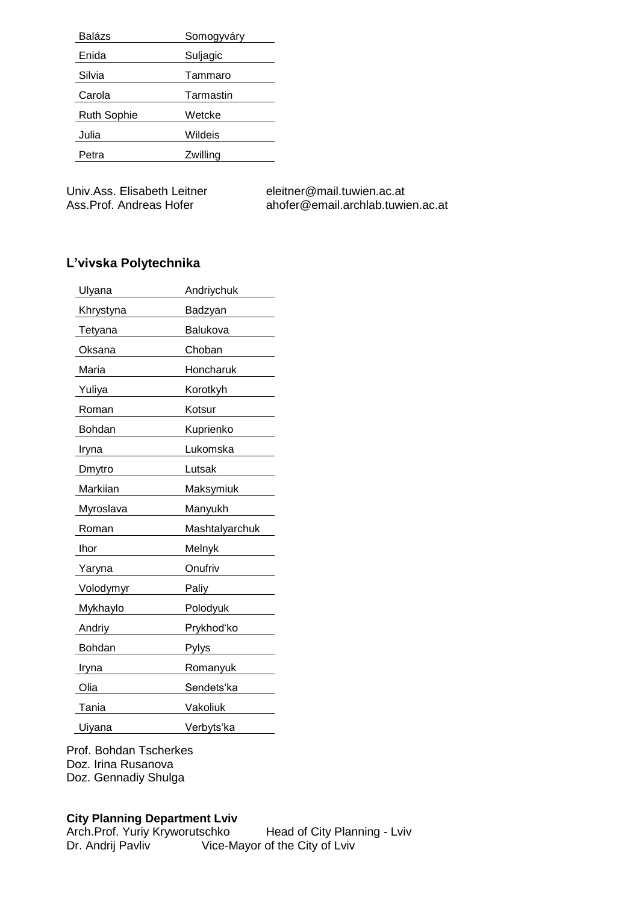| | |
|---|---|
| Balázs | Somogyváry |
| Enida | Suljagic |
| Silvia | Tammaro |
| Carola | Tarmastin |
| Ruth Sophie | Wetcke |
| Julia | Wildeis |
| Petra | Zwilling |

Univ.Ass. Elisabeth Leitner eleitner@mail.tuwien.ac.at
Ass.Prof. Andreas Hofer ahofer@email.archlab.tuwien.ac.at

**L'vivska Polytechnika**

| | |
|---|---|
| Ulyana | Andriychuk |
| Khrystyna | Badzyan |
| Tetyana | Balukova |
| Oksana | Choban |
| Maria | Honcharuk |
| Yuliya | Korotkyh |
| Roman | Kotsur |
| Bohdan | Kuprienko |
| Iryna | Lukomska |
| Dmytro | Lutsak |
| Markiian | Maksymiuk |
| Myroslava | Manyukh |
| Roman | Mashtalyarchuk |
| Ihor | Melnyk |
| Yaryna | Onufriv |
| Volodymyr | Paliy |
| Mykhaylo | Polodyuk |
| Andriy | Prykhod'ko |
| Bohdan | Pylys |
| Iryna | Romanyuk |
| Olia | Sendets'ka |
| Tania | Vakoliuk |
| Uiyana | Verbyts'ka |

Prof. Bohdan Tscherkes
Doz. Irina Rusanova
Doz. Gennadiy Shulga

**City Planning Department Lviv**
Arch.Prof. Yuriy Kryworutschko Head of City Planning - Lviv
Dr. Andrij Pavliv Vice-Mayor of the City of Lviv